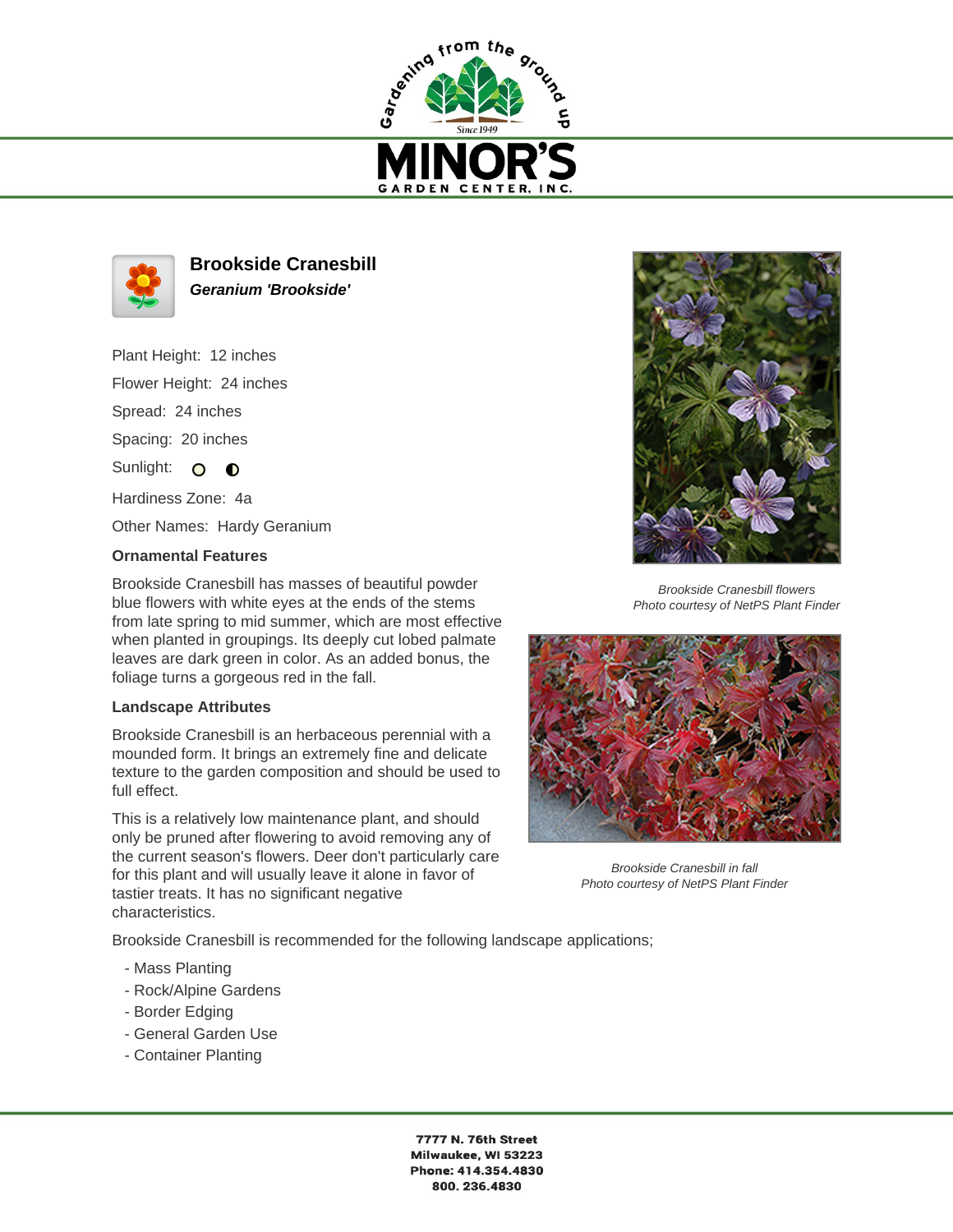# Brookside Cranesbill

***Geranium 'Brookside'***

Plant Height: 12 inches

Flower Height: 24 inches

Spread: 24 inches

Spacing: 20 inches

Sunlight:

Hardiness Zone: 4a

Other Names: Hardy Geranium

### Ornamental Features

Brookside Cranesbill has masses of beautiful powder blue flowers with white eyes at the ends of the stems from late spring to mid summer, which are most effective when planted in groupings. Its deeply cut lobed palmate leaves are dark green in color. As an added bonus, the foliage turns a gorgeous red in the fall.

### Landscape Attributes

Brookside Cranesbill is an herbaceous perennial with a mounded form. It brings an extremely fine and delicate texture to the garden composition and should be used to full effect.

This is a relatively low maintenance plant, and should only be pruned after flowering to avoid removing any of the current season's flowers. Deer don't particularly care for this plant and will usually leave it alone in favor of tastier treats. It has no significant negative characteristics.

Brookside Cranesbill is recommended for the following landscape applications;

- Mass Planting
- Rock/Alpine Gardens
- Border Edging
- General Garden Use
- Container Planting

*Brookside Cranesbill flowers*
*Photo courtesy of NetPS Plant Finder*

*Brookside Cranesbill in fall*
*Photo courtesy of NetPS Plant Finder*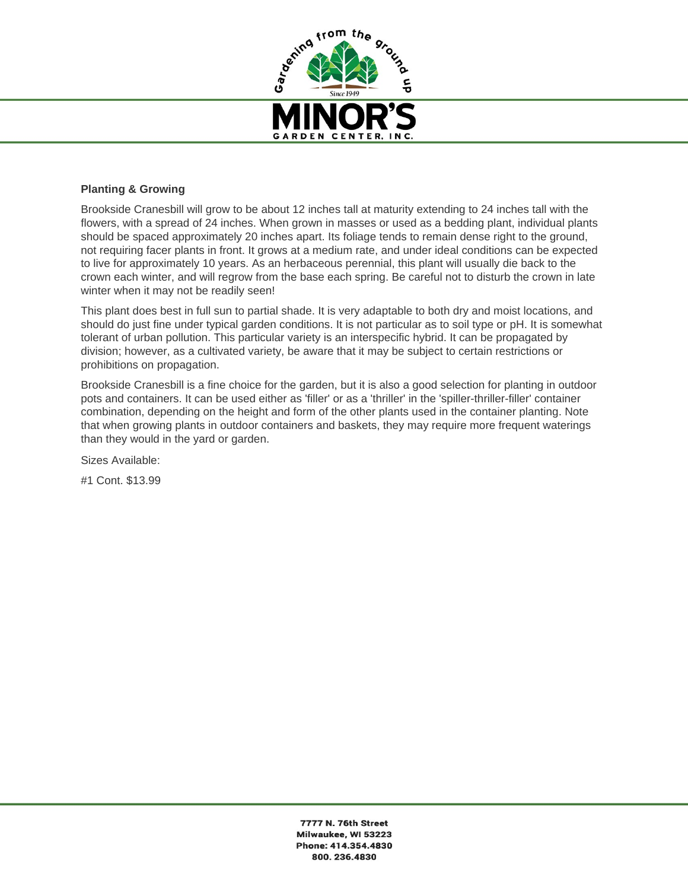**Planting & Growing**

Brookside Cranesbill will grow to be about 12 inches tall at maturity extending to 24 inches tall with the flowers, with a spread of 24 inches. When grown in masses or used as a bedding plant, individual plants should be spaced approximately 20 inches apart. Its foliage tends to remain dense right to the ground, not requiring facer plants in front. It grows at a medium rate, and under ideal conditions can be expected to live for approximately 10 years. As an herbaceous perennial, this plant will usually die back to the crown each winter, and will regrow from the base each spring. Be careful not to disturb the crown in late winter when it may not be readily seen!

This plant does best in full sun to partial shade. It is very adaptable to both dry and moist locations, and should do just fine under typical garden conditions. It is not particular as to soil type or pH. It is somewhat tolerant of urban pollution. This particular variety is an interspecific hybrid. It can be propagated by division; however, as a cultivated variety, be aware that it may be subject to certain restrictions or prohibitions on propagation.

Brookside Cranesbill is a fine choice for the garden, but it is also a good selection for planting in outdoor pots and containers. It can be used either as 'filler' or as a 'thriller' in the 'spiller-thriller-filler' container combination, depending on the height and form of the other plants used in the container planting. Note that when growing plants in outdoor containers and baskets, they may require more frequent waterings than they would in the yard or garden.

Sizes Available:

#1 Cont. $13.99